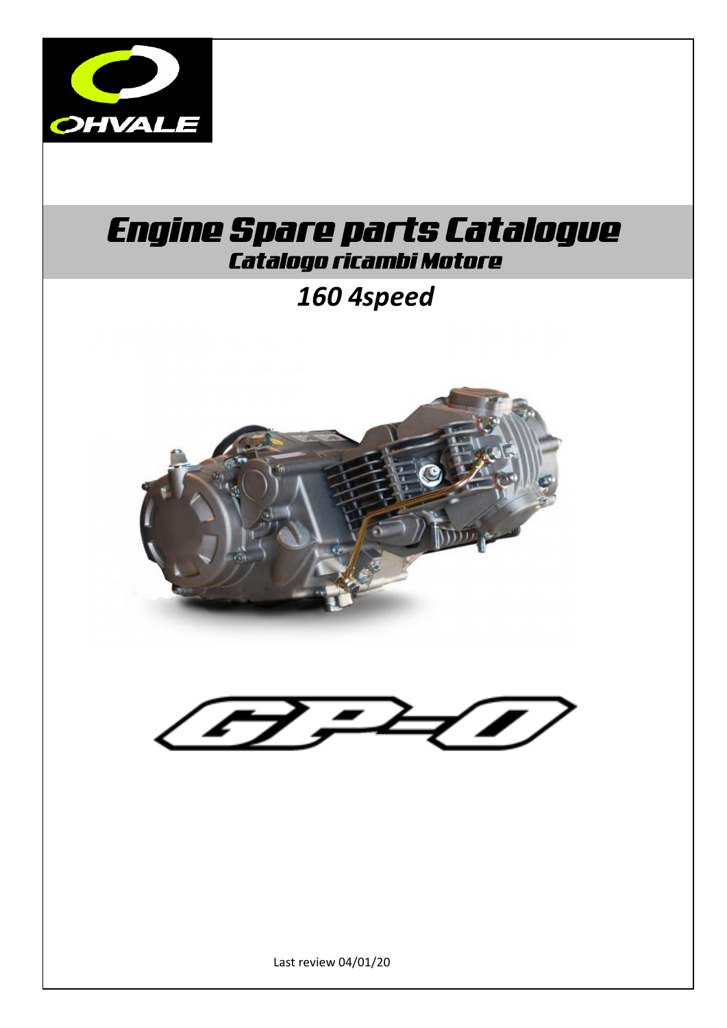OHVALE

# Engine Spare parts Catalogue

## Catalogo ricambi Motore

### *160 4speed*

GP-0

Last review 04/01/20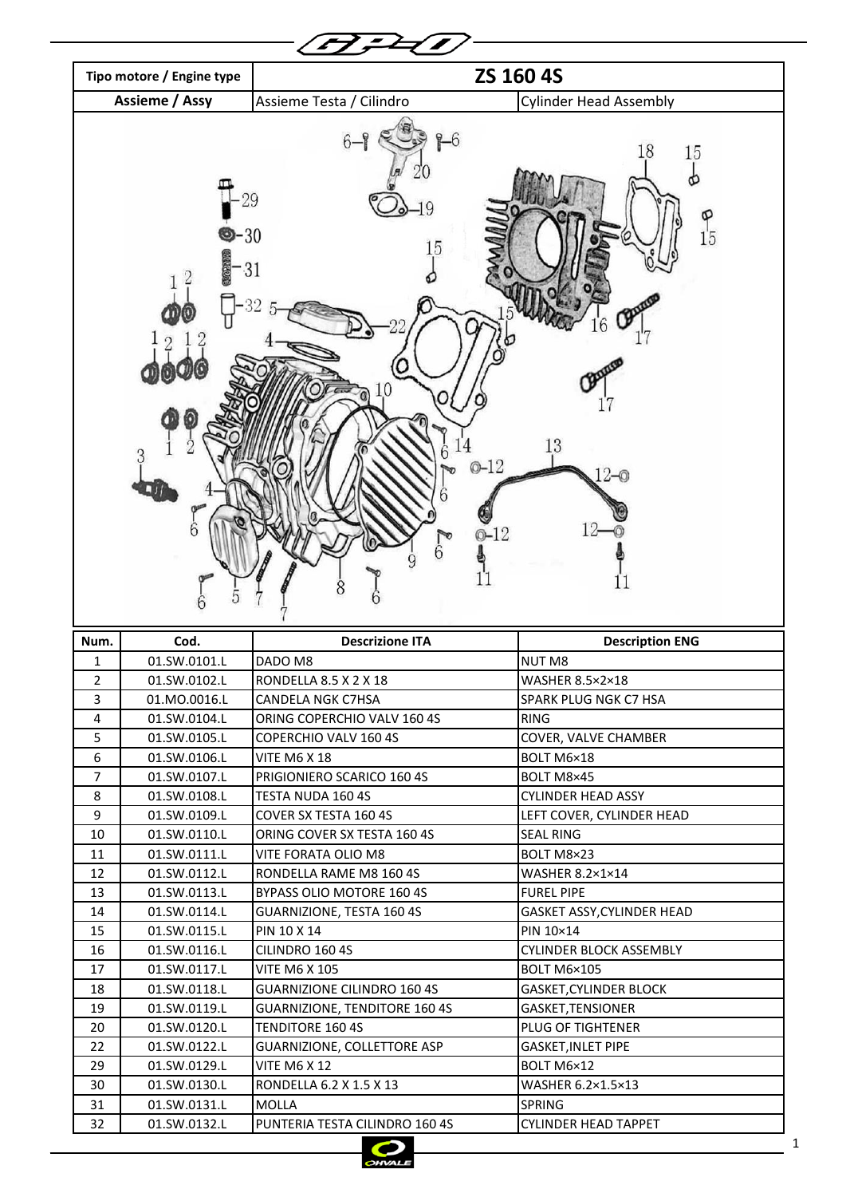| Tipo motore / Engine type | ZS 160 4S | |
|---|---|---|
| Assieme / Assy | Assieme Testa / Cilindro | Cylinder Head Assembly |

| Num. | Cod. | Descrizione ITA | Description ENG |
|---|---|---|---|
| 1 | 01.SW.0101.L | DADO M8 | NUT M8 |
| 2 | 01.SW.0102.L | RONDELLA 8.5 X 2 X 18 | WASHER 8.5×2×18 |
| 3 | 01.MO.0016.L | CANDELA NGK C7HSA | SPARK PLUG NGK C7 HSA |
| 4 | 01.SW.0104.L | ORING COPERCHIO VALV 160 4S | RING |
| 5 | 01.SW.0105.L | COPERCHIO VALV 160 4S | COVER, VALVE CHAMBER |
| 6 | 01.SW.0106.L | VITE M6 X 18 | BOLT M6×18 |
| 7 | 01.SW.0107.L | PRIGIONIERO SCARICO 160 4S | BOLT M8×45 |
| 8 | 01.SW.0108.L | TESTA NUDA 160 4S | CYLINDER HEAD ASSY |
| 9 | 01.SW.0109.L | COVER SX TESTA 160 4S | LEFT COVER, CYLINDER HEAD |
| 10 | 01.SW.0110.L | ORING COVER SX TESTA 160 4S | SEAL RING |
| 11 | 01.SW.0111.L | VITE FORATA OLIO M8 | BOLT M8×23 |
| 12 | 01.SW.0112.L | RONDELLA RAME M8 160 4S | WASHER 8.2×1×14 |
| 13 | 01.SW.0113.L | BYPASS OLIO MOTORE 160 4S | FUREL PIPE |
| 14 | 01.SW.0114.L | GUARNIZIONE, TESTA 160 4S | GASKET ASSY,CYLINDER HEAD |
| 15 | 01.SW.0115.L | PIN 10 X 14 | PIN 10×14 |
| 16 | 01.SW.0116.L | CILINDRO 160 4S | CYLINDER BLOCK ASSEMBLY |
| 17 | 01.SW.0117.L | VITE M6 X 105 | BOLT M6×105 |
| 18 | 01.SW.0118.L | GUARNIZIONE CILINDRO 160 4S | GASKET,CYLINDER BLOCK |
| 19 | 01.SW.0119.L | GUARNIZIONE, TENDITORE 160 4S | GASKET,TENSIONER |
| 20 | 01.SW.0120.L | TENDITORE 160 4S | PLUG OF TIGHTENER |
| 22 | 01.SW.0122.L | GUARNIZIONE, COLLETTORE ASP | GASKET,INLET PIPE |
| 29 | 01.SW.0129.L | VITE M6 X 12 | BOLT M6×12 |
| 30 | 01.SW.0130.L | RONDELLA 6.2 X 1.5 X 13 | WASHER 6.2×1.5×13 |
| 31 | 01.SW.0131.L | MOLLA | SPRING |
| 32 | 01.SW.0132.L | PUNTERIA TESTA CILINDRO 160 4S | CYLINDER HEAD TAPPET |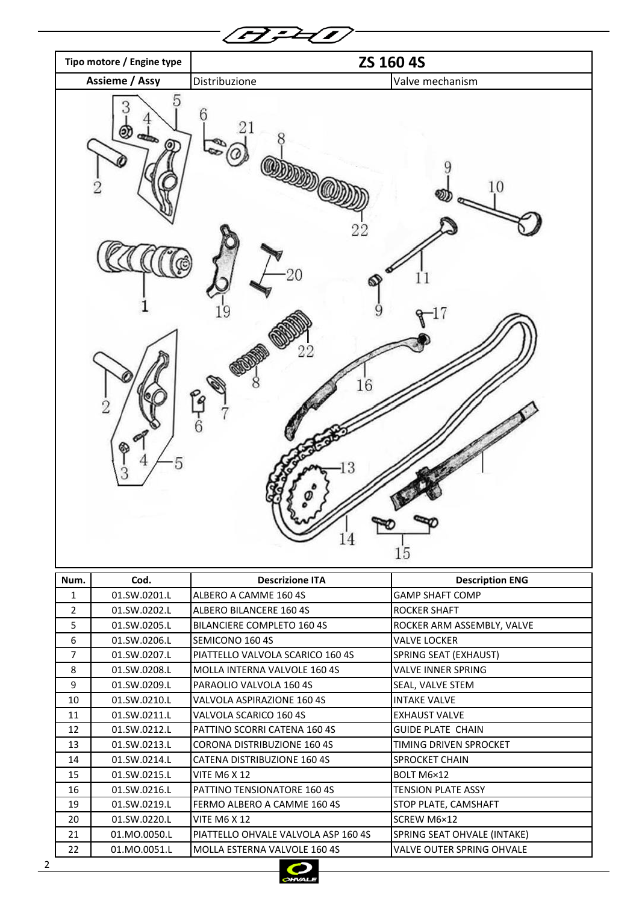| Tipo motore / Engine type | ZS 160 4S | |
|---|---|---|
| Assieme / Assy | Distribuzione | Valve mechanism |

| Num. | Cod. | Descrizione ITA | Description ENG |
|---|---|---|---|
| 1 | 01.SW.0201.L | ALBERO A CAMME 160 4S | GAMP SHAFT COMP |
| 2 | 01.SW.0202.L | ALBERO BILANCERE 160 4S | ROCKER SHAFT |
| 5 | 01.SW.0205.L | BILANCIERE COMPLETO 160 4S | ROCKER ARM ASSEMBLY, VALVE |
| 6 | 01.SW.0206.L | SEMICONO 160 4S | VALVE LOCKER |
| 7 | 01.SW.0207.L | PIATTELLO VALVOLA SCARICO 160 4S | SPRING SEAT (EXHAUST) |
| 8 | 01.SW.0208.L | MOLLA INTERNA VALVOLE 160 4S | VALVE INNER SPRING |
| 9 | 01.SW.0209.L | PARAOLIO VALVOLA 160 4S | SEAL, VALVE STEM |
| 10 | 01.SW.0210.L | VALVOLA ASPIRAZIONE 160 4S | INTAKE VALVE |
| 11 | 01.SW.0211.L | VALVOLA SCARICO 160 4S | EXHAUST VALVE |
| 12 | 01.SW.0212.L | PATTINO SCORRI CATENA 160 4S | GUIDE PLATE CHAIN |
| 13 | 01.SW.0213.L | CORONA DISTRIBUZIONE 160 4S | TIMING DRIVEN SPROCKET |
| 14 | 01.SW.0214.L | CATENA DISTRIBUZIONE 160 4S | SPROCKET CHAIN |
| 15 | 01.SW.0215.L | VITE M6 X 12 | BOLT M6×12 |
| 16 | 01.SW.0216.L | PATTINO TENSIONATORE 160 4S | TENSION PLATE ASSY |
| 19 | 01.SW.0219.L | FERMO ALBERO A CAMME 160 4S | STOP PLATE, CAMSHAFT |
| 20 | 01.SW.0220.L | VITE M6 X 12 | SCREW M6×12 |
| 21 | 01.MO.0050.L | PIATTELLO OHVALE VALVOLA ASP 160 4S | SPRING SEAT OHVALE (INTAKE) |
| 22 | 01.MO.0051.L | MOLLA ESTERNA VALVOLE 160 4S | VALVE OUTER SPRING OHVALE |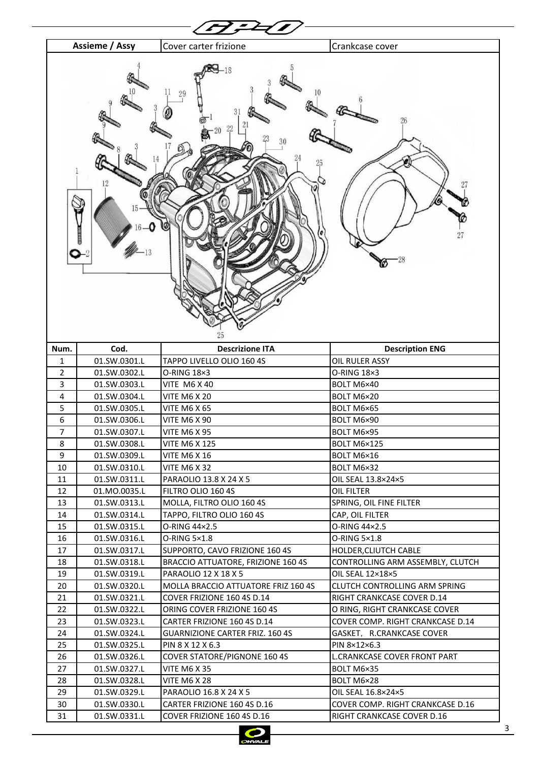| Assieme / Assy | Cover carter frizione | Crankcase cover |
|---|---|---|

| Num. | Cod. | Descrizione ITA | Description ENG |
|---|---|---|---|
| 1 | 01.SW.0301.L | TAPPO LIVELLO OLIO 160 4S | OIL RULER ASSY |
| 2 | 01.SW.0302.L | O-RING 18×3 | O-RING 18×3 |
| 3 | 01.SW.0303.L | VITE M6 X 40 | BOLT M6×40 |
| 4 | 01.SW.0304.L | VITE M6 X 20 | BOLT M6×20 |
| 5 | 01.SW.0305.L | VITE M6 X 65 | BOLT M6×65 |
| 6 | 01.SW.0306.L | VITE M6 X 90 | BOLT M6×90 |
| 7 | 01.SW.0307.L | VITE M6 X 95 | BOLT M6×95 |
| 8 | 01.SW.0308.L | VITE M6 X 125 | BOLT M6×125 |
| 9 | 01.SW.0309.L | VITE M6 X 16 | BOLT M6×16 |
| 10 | 01.SW.0310.L | VITE M6 X 32 | BOLT M6×32 |
| 11 | 01.SW.0311.L | PARAOLIO 13.8 X 24 X 5 | OIL SEAL 13.8×24×5 |
| 12 | 01.MO.0035.L | FILTRO OLIO 160 4S | OIL FILTER |
| 13 | 01.SW.0313.L | MOLLA, FILTRO OLIO 160 4S | SPRING, OIL FINE FILTER |
| 14 | 01.SW.0314.L | TAPPO, FILTRO OLIO 160 4S | CAP, OIL FILTER |
| 15 | 01.SW.0315.L | O-RING 44×2.5 | O-RING 44×2.5 |
| 16 | 01.SW.0316.L | O-RING 5×1.8 | O-RING 5×1.8 |
| 17 | 01.SW.0317.L | SUPPORTO, CAVO FRIZIONE 160 4S | HOLDER,CLIUTCH CABLE |
| 18 | 01.SW.0318.L | BRACCIO ATTUATORE, FRIZIONE 160 4S | CONTROLLING ARM ASSEMBLY, CLUTCH |
| 19 | 01.SW.0319.L | PARAOLIO 12 X 18 X 5 | OIL SEAL 12×18×5 |
| 20 | 01.SW.0320.L | MOLLA BRACCIO ATTUATORE FRIZ 160 4S | CLUTCH CONTROLLING ARM SPRING |
| 21 | 01.SW.0321.L | COVER FRIZIONE 160 4S D.14 | RIGHT CRANKCASE COVER D.14 |
| 22 | 01.SW.0322.L | ORING COVER FRIZIONE 160 4S | O RING, RIGHT CRANKCASE COVER |
| 23 | 01.SW.0323.L | CARTER FRIZIONE 160 4S D.14 | COVER COMP. RIGHT CRANKCASE D.14 |
| 24 | 01.SW.0324.L | GUARNIZIONE CARTER FRIZ. 160 4S | GASKET, R.CRANKCASE COVER |
| 25 | 01.SW.0325.L | PIN 8 X 12 X 6.3 | PIN 8×12×6.3 |
| 26 | 01.SW.0326.L | COVER STATORE/PIGNONE 160 4S | L.CRANKCASE COVER FRONT PART |
| 27 | 01.SW.0327.L | VITE M6 X 35 | BOLT M6×35 |
| 28 | 01.SW.0328.L | VITE M6 X 28 | BOLT M6×28 |
| 29 | 01.SW.0329.L | PARAOLIO 16.8 X 24 X 5 | OIL SEAL 16.8×24×5 |
| 30 | 01.SW.0330.L | CARTER FRIZIONE 160 4S D.16 | COVER COMP. RIGHT CRANKCASE D.16 |
| 31 | 01.SW.0331.L | COVER FRIZIONE 160 4S D.16 | RIGHT CRANKCASE COVER D.16 |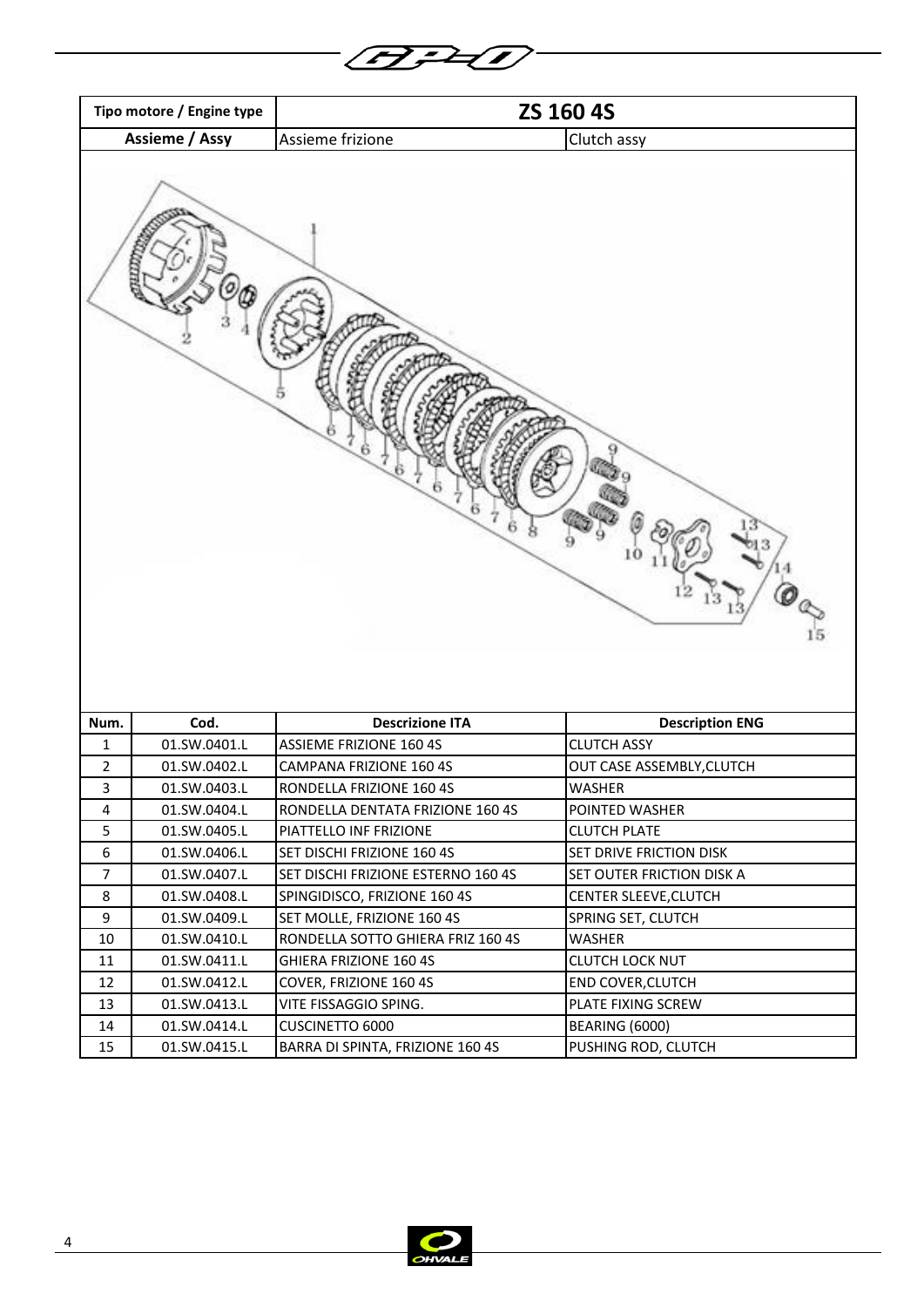| Tipo motore / Engine type | ZS 160 4S | |
|---|---|---|
| Assieme / Assy | Assieme frizione | Clutch assy |

| Num. | Cod. | Descrizione ITA | Description ENG |
|---|---|---|---|
| 1 | 01.SW.0401.L | ASSIEME FRIZIONE 160 4S | CLUTCH ASSY |
| 2 | 01.SW.0402.L | CAMPANA FRIZIONE 160 4S | OUT CASE ASSEMBLY,CLUTCH |
| 3 | 01.SW.0403.L | RONDELLA FRIZIONE 160 4S | WASHER |
| 4 | 01.SW.0404.L | RONDELLA DENTATA FRIZIONE 160 4S | POINTED WASHER |
| 5 | 01.SW.0405.L | PIATTELLO INF FRIZIONE | CLUTCH PLATE |
| 6 | 01.SW.0406.L | SET DISCHI FRIZIONE 160 4S | SET DRIVE FRICTION DISK |
| 7 | 01.SW.0407.L | SET DISCHI FRIZIONE ESTERNO 160 4S | SET OUTER FRICTION DISK A |
| 8 | 01.SW.0408.L | SPINGIDISCO, FRIZIONE 160 4S | CENTER SLEEVE,CLUTCH |
| 9 | 01.SW.0409.L | SET MOLLE, FRIZIONE 160 4S | SPRING SET, CLUTCH |
| 10 | 01.SW.0410.L | RONDELLA SOTTO GHIERA FRIZ 160 4S | WASHER |
| 11 | 01.SW.0411.L | GHIERA FRIZIONE 160 4S | CLUTCH LOCK NUT |
| 12 | 01.SW.0412.L | COVER, FRIZIONE 160 4S | END COVER,CLUTCH |
| 13 | 01.SW.0413.L | VITE FISSAGGIO SPING. | PLATE FIXING SCREW |
| 14 | 01.SW.0414.L | CUSCINETTO 6000 | BEARING (6000) |
| 15 | 01.SW.0415.L | BARRA DI SPINTA, FRIZIONE 160 4S | PUSHING ROD, CLUTCH |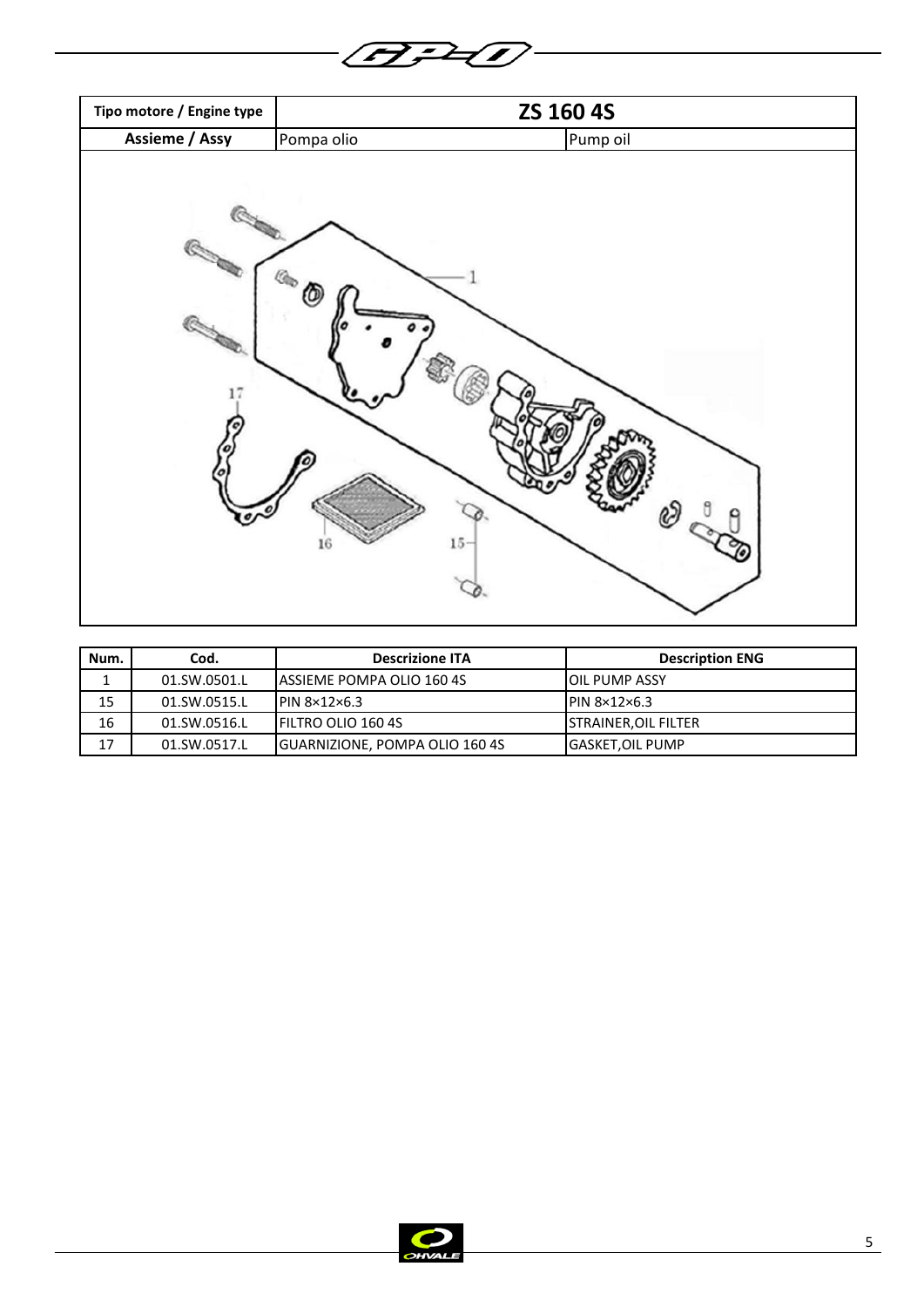| Tipo motore / Engine type | ZS 160 4S | |
|---|---|---|
| Assieme / Assy | Pompa olio | Pump oil |

| Num. | Cod. | Descrizione ITA | Description ENG |
|---|---|---|---|
| 1 | 01.SW.0501.L | ASSIEME POMPA OLIO 160 4S | OIL PUMP ASSY |
| 15 | 01.SW.0515.L | PIN 8×12×6.3 | PIN 8×12×6.3 |
| 16 | 01.SW.0516.L | FILTRO OLIO 160 4S | STRAINER,OIL FILTER |
| 17 | 01.SW.0517.L | GUARNIZIONE, POMPA OLIO 160 4S | GASKET,OIL PUMP |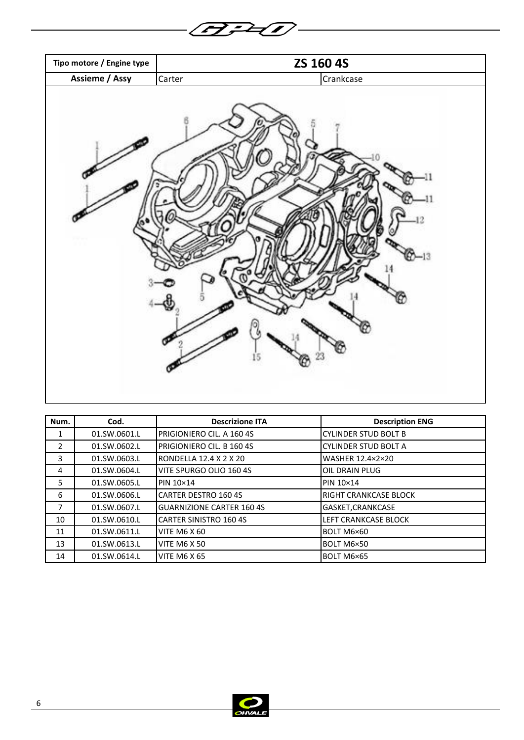| Tipo motore / Engine type | ZS 160 4S | |
|---|---|---|
| Assieme / Assy | Carter | Crankcase |

| Num. | Cod. | Descrizione ITA | Description ENG |
|---|---|---|---|
| 1 | 01.SW.0601.L | PRIGIONIERO CIL. A 160 4S | CYLINDER STUD BOLT B |
| 2 | 01.SW.0602.L | PRIGIONIERO CIL. B 160 4S | CYLINDER STUD BOLT A |
| 3 | 01.SW.0603.L | RONDELLA 12.4 X 2 X 20 | WASHER 12.4×2×20 |
| 4 | 01.SW.0604.L | VITE SPURGO OLIO 160 4S | OIL DRAIN PLUG |
| 5 | 01.SW.0605.L | PIN 10×14 | PIN 10×14 |
| 6 | 01.SW.0606.L | CARTER DESTRO 160 4S | RIGHT CRANKCASE BLOCK |
| 7 | 01.SW.0607.L | GUARNIZIONE CARTER 160 4S | GASKET,CRANKCASE |
| 10 | 01.SW.0610.L | CARTER SINISTRO 160 4S | LEFT CRANKCASE BLOCK |
| 11 | 01.SW.0611.L | VITE M6 X 60 | BOLT M6×60 |
| 13 | 01.SW.0613.L | VITE M6 X 50 | BOLT M6×50 |
| 14 | 01.SW.0614.L | VITE M6 X 65 | BOLT M6×65 |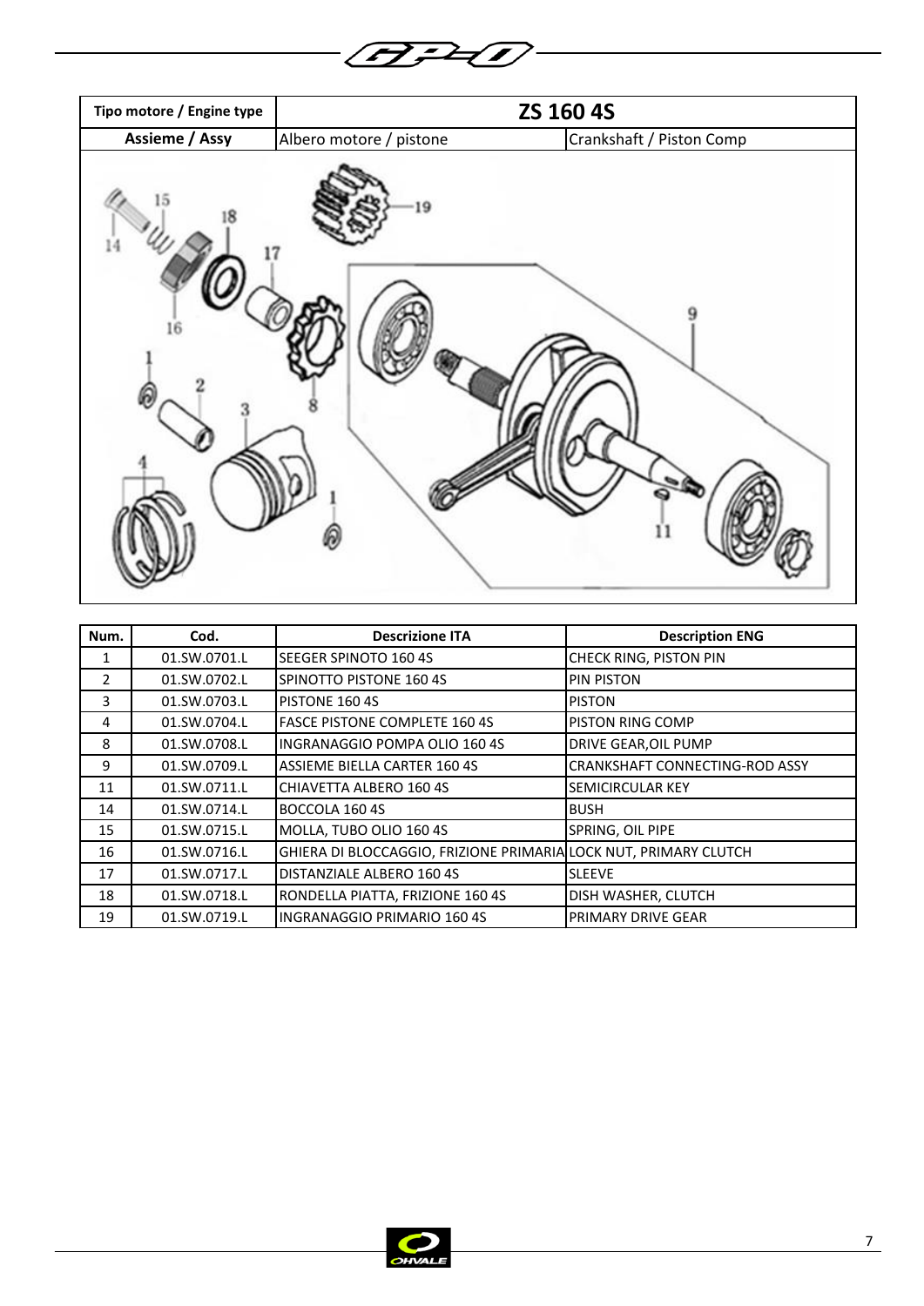| Tipo motore / Engine type | ZS 160 4S | |
|---|---|---|
| Assieme / Assy | Albero motore / pistone | Crankshaft / Piston Comp |

| Num. | Cod. | Descrizione ITA | Description ENG |
|---|---|---|---|
| 1 | 01.SW.0701.L | SEEGER SPINOTO 160 4S | CHECK RING, PISTON PIN |
| 2 | 01.SW.0702.L | SPINOTTO PISTONE 160 4S | PIN PISTON |
| 3 | 01.SW.0703.L | PISTONE 160 4S | PISTON |
| 4 | 01.SW.0704.L | FASCE PISTONE COMPLETE 160 4S | PISTON RING COMP |
| 8 | 01.SW.0708.L | INGRANAGGIO POMPA OLIO 160 4S | DRIVE GEAR,OIL PUMP |
| 9 | 01.SW.0709.L | ASSIEME BIELLA CARTER 160 4S | CRANKSHAFT CONNECTING-ROD ASSY |
| 11 | 01.SW.0711.L | CHIAVETTA ALBERO 160 4S | SEMICIRCULAR KEY |
| 14 | 01.SW.0714.L | BOCCOLA 160 4S | BUSH |
| 15 | 01.SW.0715.L | MOLLA, TUBO OLIO 160 4S | SPRING, OIL PIPE |
| 16 | 01.SW.0716.L | GHIERA DI BLOCCAGGIO, FRIZIONE PRIMARIA | LOCK NUT, PRIMARY CLUTCH |
| 17 | 01.SW.0717.L | DISTANZIALE ALBERO 160 4S | SLEEVE |
| 18 | 01.SW.0718.L | RONDELLA PIATTA, FRIZIONE 160 4S | DISH WASHER, CLUTCH |
| 19 | 01.SW.0719.L | INGRANAGGIO PRIMARIO 160 4S | PRIMARY DRIVE GEAR |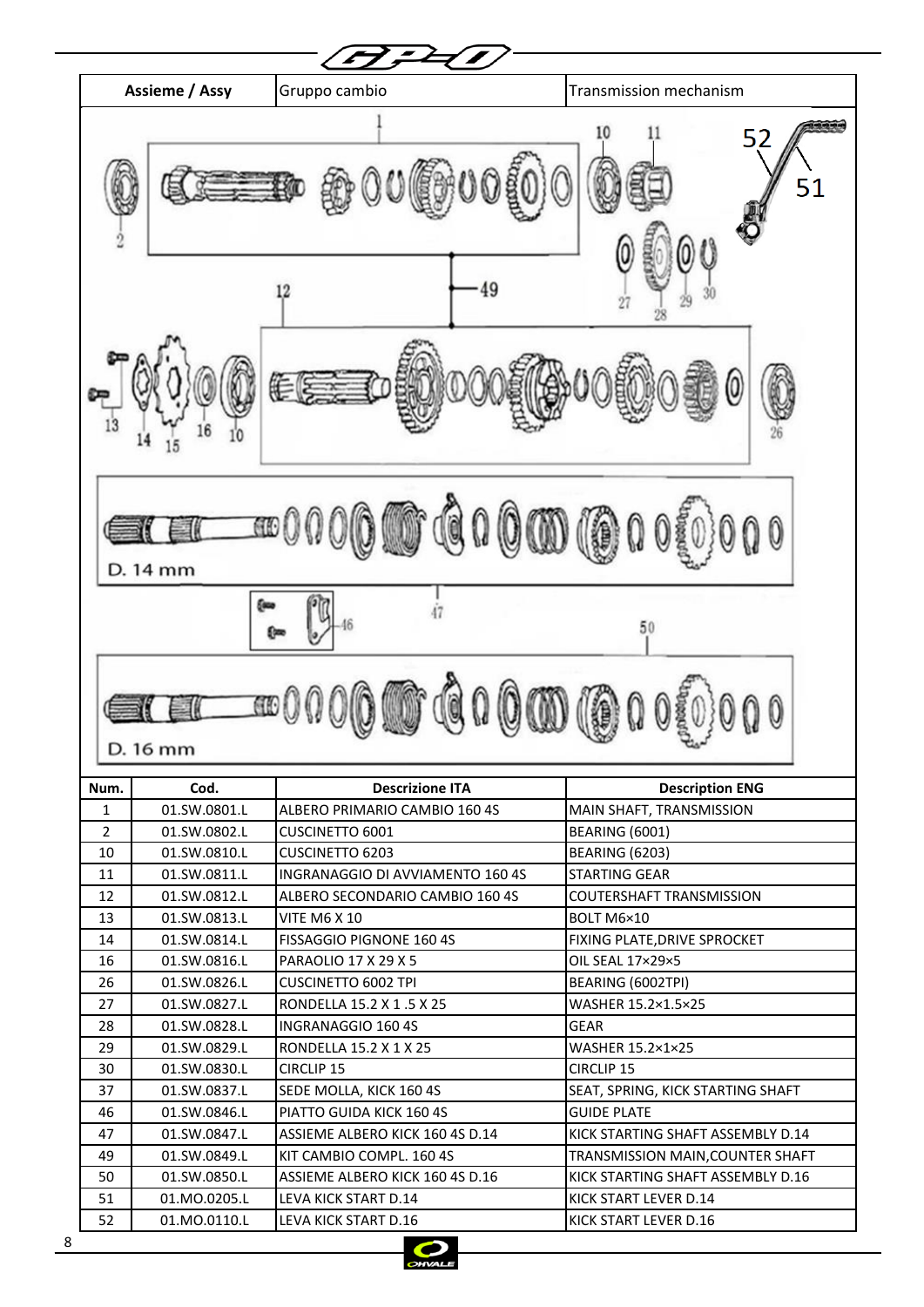| Assieme / Assy | Gruppo cambio | Transmission mechanism |
|---|---|---|

| Num. | Cod. | Descrizione ITA | Description ENG |
|---|---|---|---|
| 1 | 01.SW.0801.L | ALBERO PRIMARIO CAMBIO 160 4S | MAIN SHAFT, TRANSMISSION |
| 2 | 01.SW.0802.L | CUSCINETTO 6001 | BEARING (6001) |
| 10 | 01.SW.0810.L | CUSCINETTO 6203 | BEARING (6203) |
| 11 | 01.SW.0811.L | INGRANAGGIO DI AVVIAMENTO 160 4S | STARTING GEAR |
| 12 | 01.SW.0812.L | ALBERO SECONDARIO CAMBIO 160 4S | COUTERSHAFT TRANSMISSION |
| 13 | 01.SW.0813.L | VITE M6 X 10 | BOLT M6×10 |
| 14 | 01.SW.0814.L | FISSAGGIO PIGNONE 160 4S | FIXING PLATE,DRIVE SPROCKET |
| 16 | 01.SW.0816.L | PARAOLIO 17 X 29 X 5 | OIL SEAL 17×29×5 |
| 26 | 01.SW.0826.L | CUSCINETTO 6002 TPI | BEARING (6002TPI) |
| 27 | 01.SW.0827.L | RONDELLA 15.2 X 1 .5 X 25 | WASHER 15.2×1.5×25 |
| 28 | 01.SW.0828.L | INGRANAGGIO 160 4S | GEAR |
| 29 | 01.SW.0829.L | RONDELLA 15.2 X 1 X 25 | WASHER 15.2×1×25 |
| 30 | 01.SW.0830.L | CIRCLIP 15 | CIRCLIP 15 |
| 37 | 01.SW.0837.L | SEDE MOLLA, KICK 160 4S | SEAT, SPRING, KICK STARTING SHAFT |
| 46 | 01.SW.0846.L | PIATTO GUIDA KICK 160 4S | GUIDE PLATE |
| 47 | 01.SW.0847.L | ASSIEME ALBERO KICK 160 4S D.14 | KICK STARTING SHAFT ASSEMBLY D.14 |
| 49 | 01.SW.0849.L | KIT CAMBIO COMPL. 160 4S | TRANSMISSION MAIN,COUNTER SHAFT |
| 50 | 01.SW.0850.L | ASSIEME ALBERO KICK 160 4S D.16 | KICK STARTING SHAFT ASSEMBLY D.16 |
| 51 | 01.MO.0205.L | LEVA KICK START D.14 | KICK START LEVER D.14 |
| 52 | 01.MO.0110.L | LEVA KICK START D.16 | KICK START LEVER D.16 |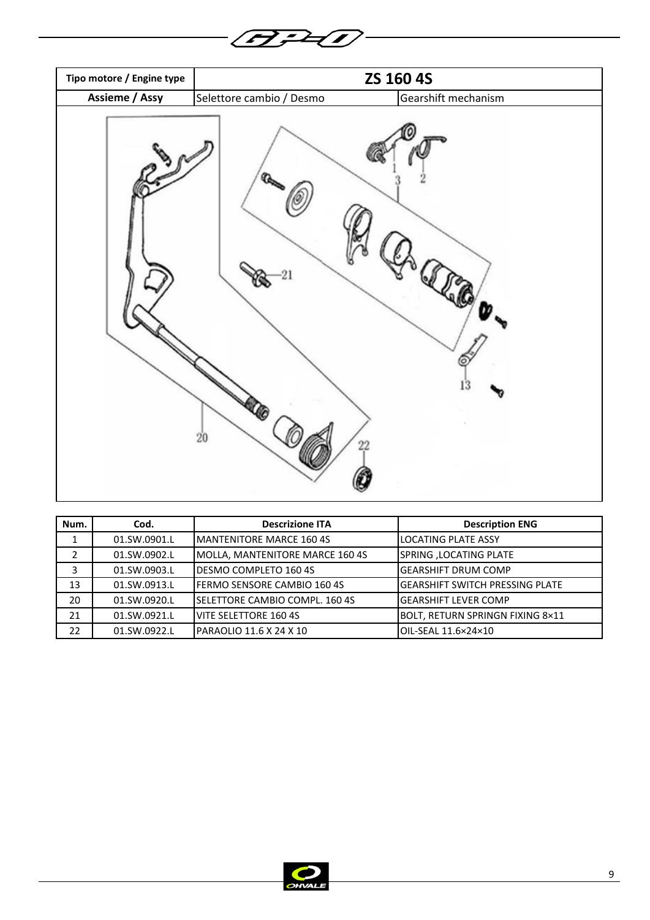| Tipo motore / Engine type | ZS 160 4S | |
|---|---|---|
| Assieme / Assy | Selettore cambio / Desmo | Gearshift mechanism |

| Num. | Cod. | Descrizione ITA | Description ENG |
|---|---|---|---|
| 1 | 01.SW.0901.L | MANTENITORE MARCE 160 4S | LOCATING PLATE ASSY |
| 2 | 01.SW.0902.L | MOLLA, MANTENITORE MARCE 160 4S | SPRING ,LOCATING PLATE |
| 3 | 01.SW.0903.L | DESMO COMPLETO 160 4S | GEARSHIFT DRUM COMP |
| 13 | 01.SW.0913.L | FERMO SENSORE CAMBIO 160 4S | GEARSHIFT SWITCH PRESSING PLATE |
| 20 | 01.SW.0920.L | SELETTORE CAMBIO COMPL. 160 4S | GEARSHIFT LEVER COMP |
| 21 | 01.SW.0921.L | VITE SELETTORE 160 4S | BOLT, RETURN SPRINGN FIXING 8×11 |
| 22 | 01.SW.0922.L | PARAOLIO 11.6 X 24 X 10 | OIL-SEAL 11.6×24×10 |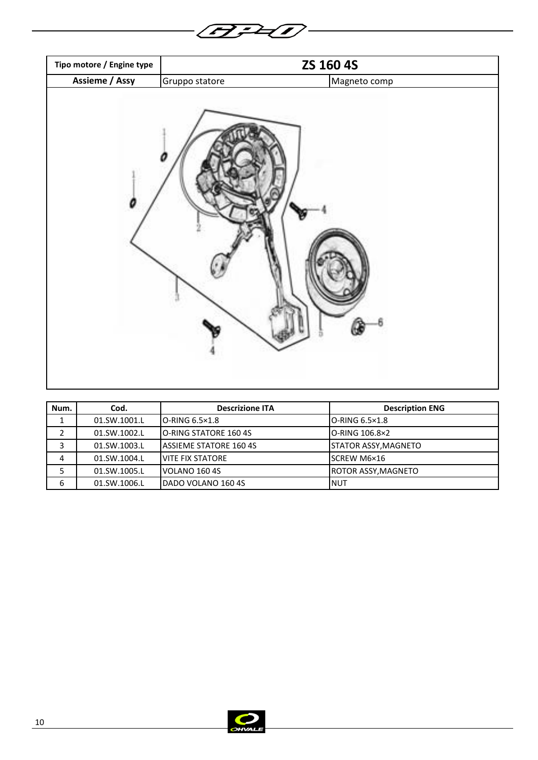| Tipo motore / Engine type | ZS 160 4S | |
| --- | --- | --- |
| Assieme / Assy | Gruppo statore | Magneto comp |

| Num. | Cod. | Descrizione ITA | Description ENG |
| --- | --- | --- | --- |
| 1 | 01.SW.1001.L | O-RING 6.5×1.8 | O-RING 6.5×1.8 |
| 2 | 01.SW.1002.L | O-RING STATORE 160 4S | O-RING 106.8×2 |
| 3 | 01.SW.1003.L | ASSIEME STATORE 160 4S | STATOR ASSY,MAGNETO |
| 4 | 01.SW.1004.L | VITE FIX STATORE | SCREW M6×16 |
| 5 | 01.SW.1005.L | VOLANO 160 4S | ROTOR ASSY,MAGNETO |
| 6 | 01.SW.1006.L | DADO VOLANO 160 4S | NUT |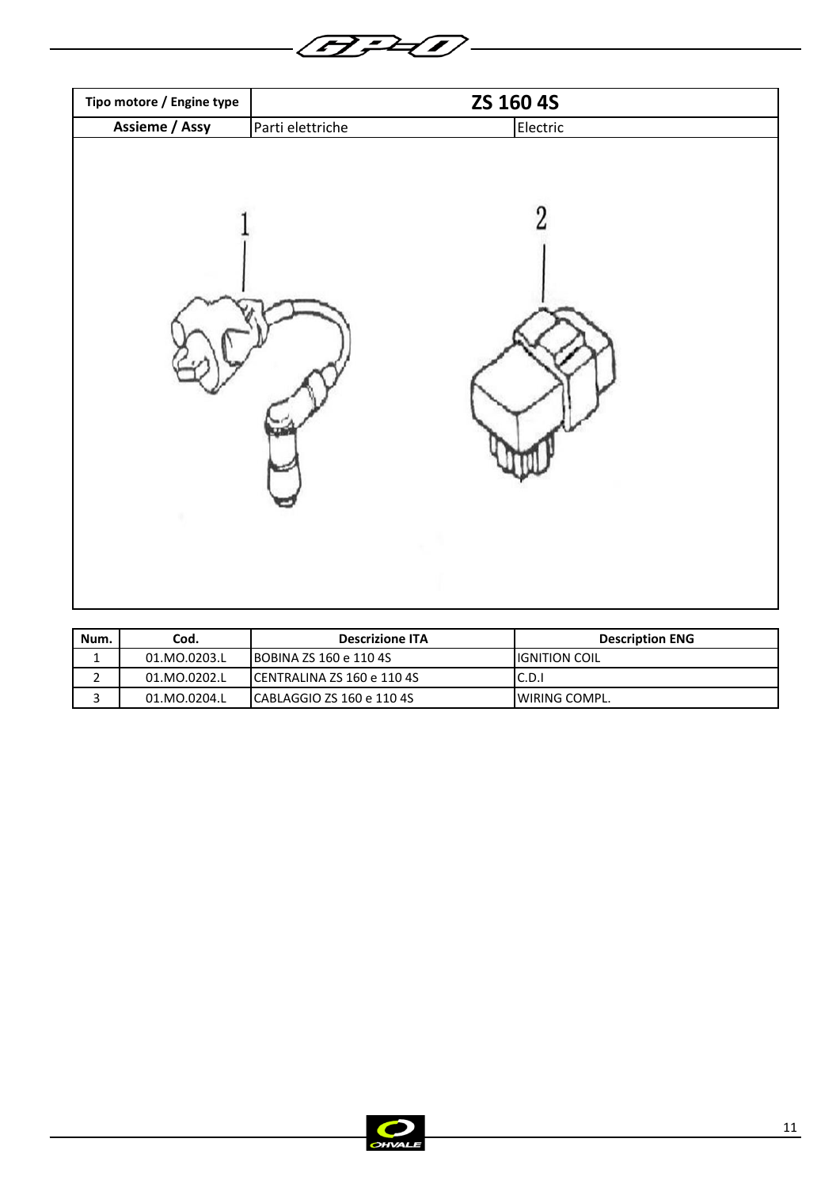| Tipo motore / Engine type | ZS 160 4S | |
|---|---|---|
| **Assieme / Assy** | Parti elettriche | Electric |

| Num. | Cod. | Descrizione ITA | Description ENG |
|---|---|---|---|
| 1 | 01.MO.0203.L | BOBINA ZS 160 e 110 4S | IGNITION COIL |
| 2 | 01.MO.0202.L | CENTRALINA ZS 160 e 110 4S | C.D.I |
| 3 | 01.MO.0204.L | CABLAGGIO ZS 160 e 110 4S | WIRING COMPL. |